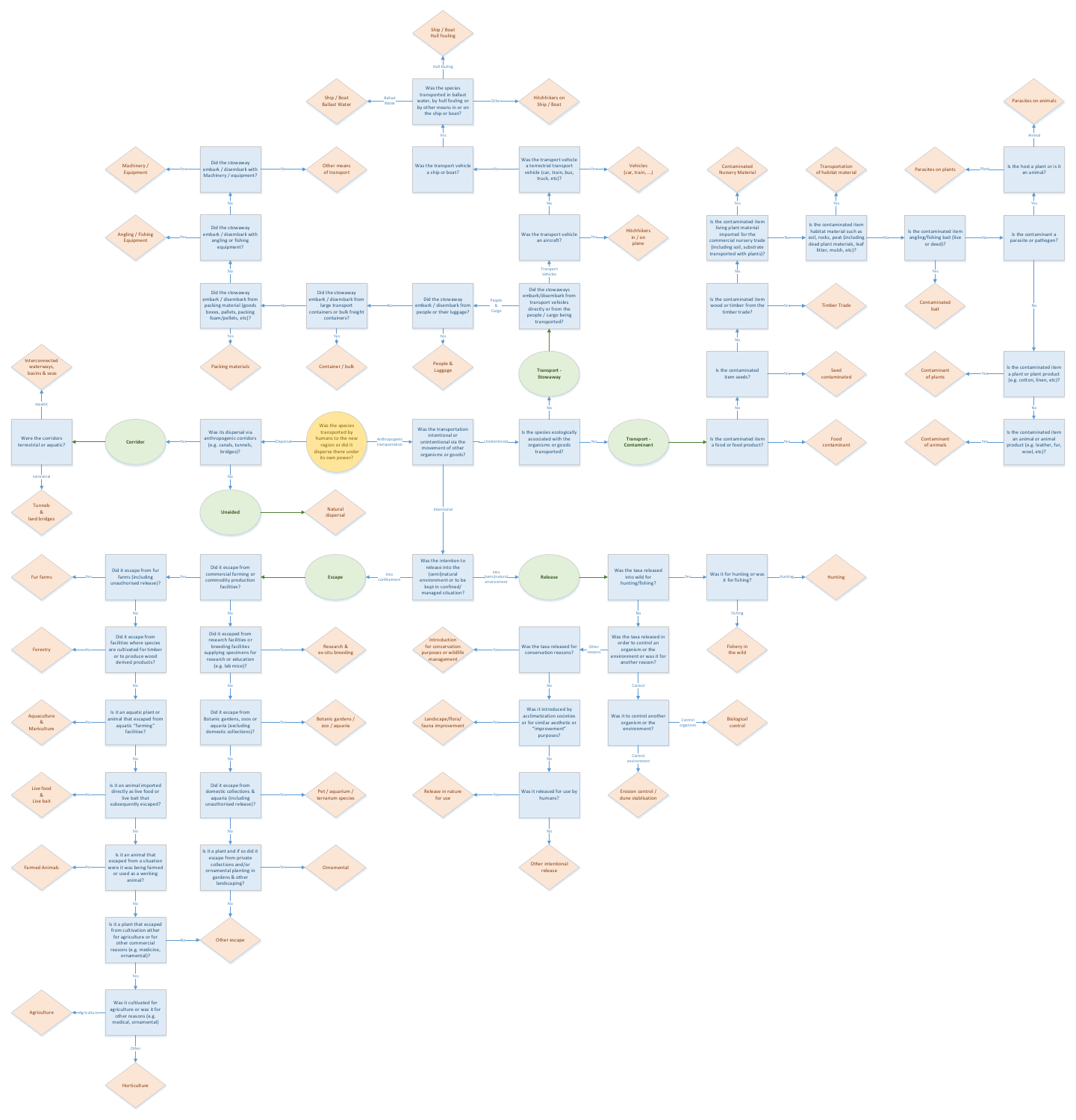- **Was the species transported by humans to the new region or did it disperse there under its own power?**
  - Dispersal → **Was its dispersal via anthropogenic corridors (e.g. canals, tunnels, bridges)?**
    - Yes → **Corridor** → **Were the corridors terrestrial or aquatic?**
      - aquatic → Interconnected waterways, basins & seas
      - terrestrial → Tunnels & land bridges
    - No → **Unaided** → Natural dispersal
  - Anthropogenic transportation → **Was the transportation intentional or unintentional via the movement of other organisms or goods?**
    - Unintentional → **Is the species ecologically associated with the organisms or goods transported?**
      - Yes → **Transport - Contaminant** → **Is the contaminated item a food or food product?**
        - Yes → Food contaminant
        - No → **Is the contaminated item seeds?**
          - Yes → Seed contaminated
          - No → **Is the contaminated item wood or timber from the timber trade?**
            - Yes → Timber Trade
            - No → **Is the contaminated item living plant material imported for the commercial nursery trade (including soil, substrate transported with plants)?**
              - Yes → Contaminated Nursery Material
              - No → **Is the contaminated item habitat material such as soil, rocks, peat (including dead plant materials, leaf litter, mulch, etc)?**
                - Yes → Transportation of habitat material
                - No → **Is the contaminated item angling/fishing bait (live or dead)?**
                  - Yes → Contaminated bait
                  - No → **Is the contaminant a parasite or pathogen?**
                    - Yes → **Is the host a plant or is it an animal?**
                      - Plant → Parasites on plants
                      - Animal → Parasites on animals
                    - No → **Is the contaminated item a plant or plant product (e.g. cotton, linen, etc)?**
                      - Yes → Contaminant of plants
                      - No → **Is the contaminated item an animal or animal product (e.g. leather, fur, wool, etc)?**
                        - Yes → Contaminant of animals
      - No → **Transport - Stowaway** → **Did the stowaways embark/disembark from transport vehicles directly or from the people / cargo being transported?**
        - Transport Vehicles → **Was the transport vehicle an aircraft?**
          - Yes → Hitchhikers in / on plane
          - No → **Was the transport vehicle a terrestrial transport vehicle (car, train, bus, truck, etc)?**
            - Yes → Vehicles (car, train, ...)
            - No → **Was the transport vehicle a ship or boat?**
              - Yes → **Was the species transported in ballast water, by hull fouling or by other means in or on the ship or boat?**
                - Ballast Water → Ship / Boat Ballast Water
                - Hull fouling → Ship / Boat Hull fouling
                - Other → Hitchhikers on Ship / Boat
        - People & Cargo → **Did the stowaway embark / disembark from people or their luggage?**
          - Yes → People & Luggage
          - No → **Did the stowaway embark / disembark from large transport containers or bulk freight containers?**
            - Yes → Container / bulk
            - No → **Did the stowaway embark / disembark from packing material (goods boxes, pallets, packing foam/pellets, etc)?**
              - Yes → Packing materials
              - No → **Did the stowaway embark / disembark with angling or fishing equipment?**
                - Yes → Angling / Fishing Equipment
                - No → **Did the stowaway embark / disembark with Machinery / equipment?**
                  - Yes → Machinery / Equipment
                  - No → Other means of transport
    - Intentional → **Was the intention to release into the (semi)natural environment or to be kept in confined/ managed situation?**
      - Into (semi)natural environment → **Release** → **Was the taxa released into wild for hunting/fishing?**
        - Yes → **Was it for hunting or was it for fishing?**
          - Hunting → Hunting
          - Fishing → Fishery in the wild
        - No → **Was the taxa released in order to control an organism or the environment or was it for another reason?**
          - Control → **Was it to control another organism or the environment?**
            - Control organism → Biological control
            - Control environment → Erosion control / dune stablisation
          - Other reasons → **Was the taxa released for conservation reasons?**
            - Yes → Introduction for conservation purposes or wildlife management
            - No → **Was it introduced by acclimatization societies or for similar aesthetic or "improvement" purposes?**
              - Yes → Landscape/flora/ fauna improvement
              - No → **Was it released for use by humans?**
                - Yes → Release in nature for use
                - No → Other intentional release
      - Into confinement → **Escape** → **Did it escape from commercial farming or commodity production facilities?**
        - Yes → **Did it escape from fur farms (including unauthorised release)?**
          - Yes → Fur farms
          - No → **Did it escape from facilities where species are cultivated for timber or to produce wood derived products?**
            - Yes → Forestry
            - No → **Is it an aquatic plant or animal that escaped from aquatic "farming" facilities?**
              - Yes → Aquaculture & Mariculture
              - No → **Is it an animal imported directly as live food or live bait that subsequently escaped?**
                - Yes → Live food & Live bait
                - No → **Is it an animal that escaped from a situation were it was being farmed or used as a working animal?**
                  - Yes → Farmed Animals
                  - No → **Is it a plant that escaped from cultivation either for agriculture or for other commercial reasons (e.g. medicine, ornamental)?**
                    - No → Other escape
                    - Yes → **Was it cultivated for agriculture or was it for other reasons (e.g. medical, ornamental)**
                      - Agriculture → Agriculture
                      - Other → Horticulture
        - No → **Did it escaped from research facilities or breeding facilities supplying specimens for research or education (e.g. lab mice)?**
          - Yes → Research & ex-situ breeding
          - No → **Did it escape from Botanic gardens, zoos or aquaria (excluding domestic collections)?**
            - Yes → Botanic gardens / zoo / aquaria
            - No → **Did it escape from domestic collections & aquaria (including unauthorised release)?**
              - Yes → Pet / aquarium / terrarium species
              - No → **Is it a plant and if so did it escape from private collections and/or ornamental planting in gardens & other landscaping?**
                - Yes → Ornamental
                - No → Other escape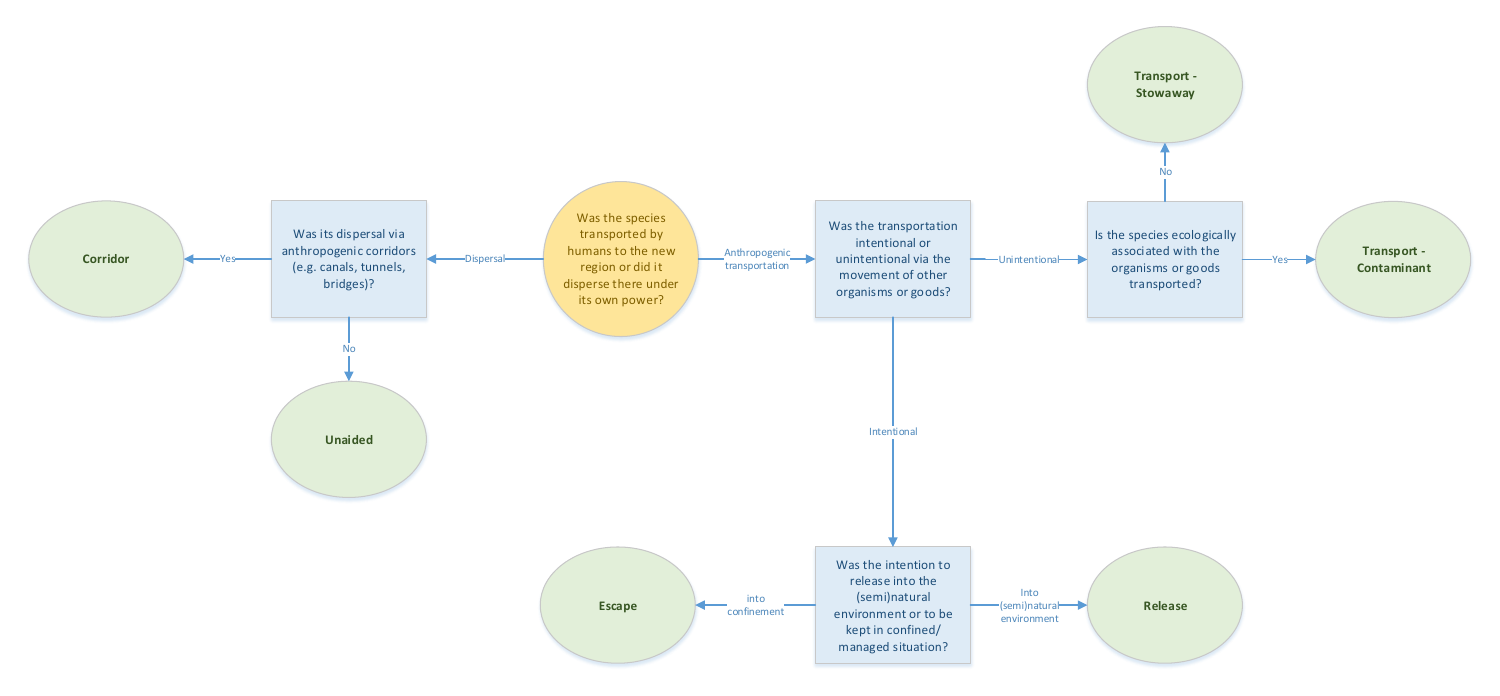Was the species transported by humans to the new region or did it disperse there under its own power?

- Dispersal → Was its dispersal via anthropogenic corridors (e.g. canals, tunnels, bridges)?
  - Yes → **Corridor**
  - No → **Unaided**
- Anthropogenic transportation → Was the transportation intentional or unintentional via the movement of other organisms or goods?
  - Unintentional → Is the species ecologically associated with the organisms or goods transported?
    - Yes → **Transport - Contaminant**
    - No → **Transport - Stowaway**
  - Intentional → Was the intention to release into the (semi)natural environment or to be kept in confined/ managed situation?
    - into confinement → **Escape**
    - Into (semi)natural environment → **Release**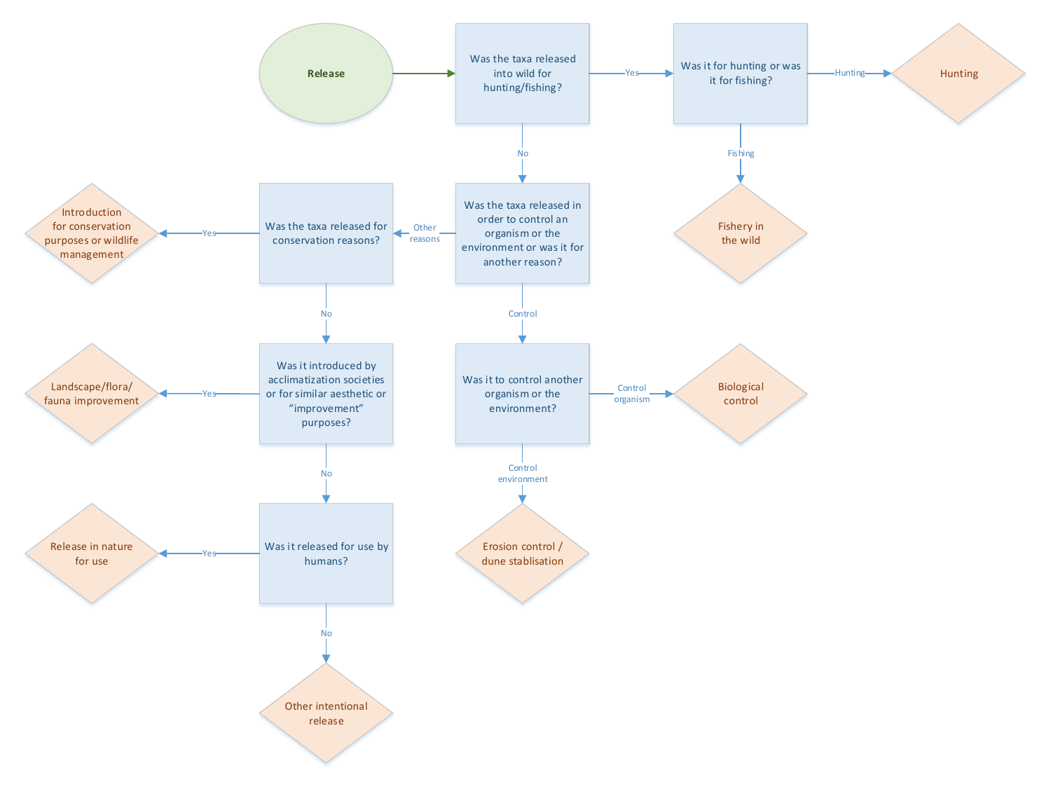**Release**

- Was the taxa released into wild for hunting/fishing?
  - Yes → Was it for hunting or was it for fishing?
    - Hunting → **Hunting**
    - Fishing → **Fishery in the wild**
  - No → Was the taxa released in order to control an organism or the environment or was it for another reason?
    - Control → Was it to control another organism or the environment?
      - Control organism → **Biological control**
      - Control environment → **Erosion control / dune stablisation**
    - Other reasons → Was the taxa released for conservation reasons?
      - Yes → **Introduction for conservation purposes or wildlife management**
      - No → Was it introduced by acclimatization societies or for similar aesthetic or "improvement" purposes?
        - Yes → **Landscape/flora/fauna improvement**
        - No → Was it released for use by humans?
          - Yes → **Release in nature for use**
          - No → **Other intentional release**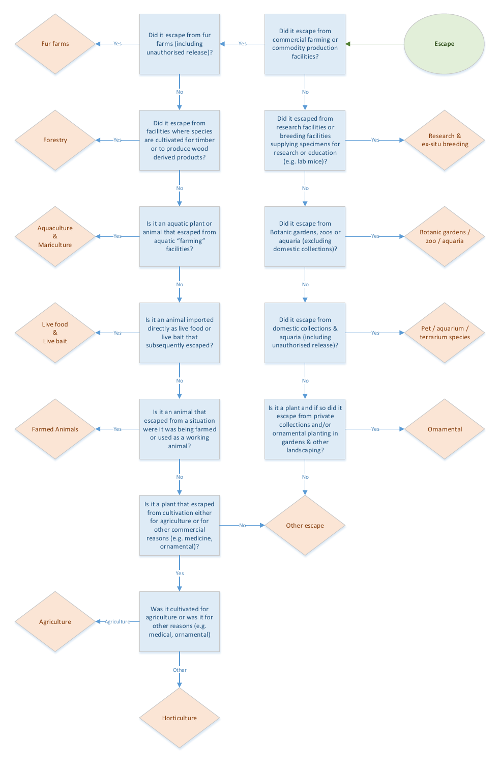**Escape**

- **Did it escape from commercial farming or commodity production facilities?**
  - **Yes** → **Did it escape from fur farms (including unauthorised release)?**
    - Yes → **Fur farms**
    - No → **Did it escape from facilities where species are cultivated for timber or to produce wood derived products?**
      - Yes → **Forestry**
      - No → **Is it an aquatic plant or animal that escaped from aquatic "farming" facilities?**
        - Yes → **Aquaculture & Mariculture**
        - No → **Is it an animal imported directly as live food or live bait that subsequently escaped?**
          - Yes → **Live food & Live bait**
          - No → **Is it an animal that escaped from a situation were it was being farmed or used as a working animal?**
            - Yes → **Farmed Animals**
            - No → **Is it a plant that escaped from cultivation either for agriculture or for other commercial reasons (e.g. medicine, ornamental)?**
              - No → **Other escape**
              - Yes → **Was it cultivated for agriculture or was it for other reasons (e.g. medical, ornamental)**
                - Agriculture → **Agriculture**
                - Other → **Horticulture**
  - **No** → **Did it escaped from research facilities or breeding facilities supplying specimens for research or education (e.g. lab mice)?**
    - Yes → **Research & ex-situ breeding**
    - No → **Did it escape from Botanic gardens, zoos or aquaria (excluding domestic collections)?**
      - Yes → **Botanic gardens / zoo / aquaria**
      - No → **Did it escape from domestic collections & aquaria (including unauthorised release)?**
        - Yes → **Pet / aquarium / terrarium species**
        - No → **Is it a plant and if so did it escape from private collections and/or ornamental planting in gardens & other landscaping?**
          - Yes → **Ornamental**
          - No → **Other escape**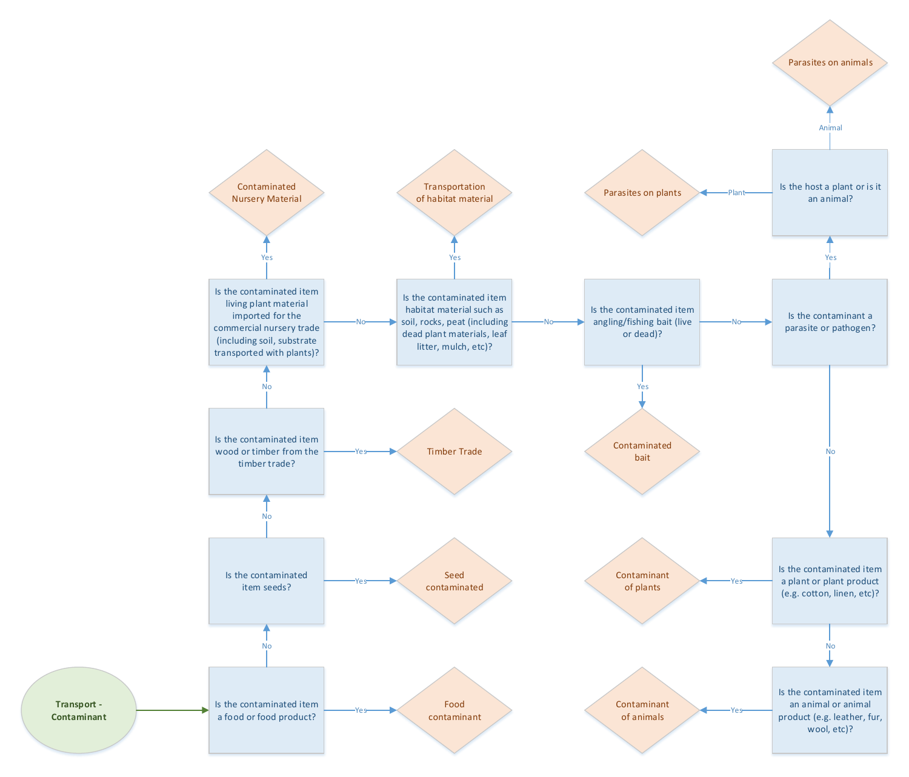**Transport - Contaminant**

- Is the contaminated item a food or food product?
  - Yes → Food contaminant
  - No → Is the contaminated item seeds?
    - Yes → Seed contaminated
    - No → Is the contaminated item wood or timber from the timber trade?
      - Yes → Timber Trade
      - No → Is the contaminated item living plant material imported for the commercial nursery trade (including soil, substrate transported with plants)?
        - Yes → Contaminated Nursery Material
        - No → Is the contaminated item habitat material such as soil, rocks, peat (including dead plant materials, leaf litter, mulch, etc)?
          - Yes → Transportation of habitat material
          - No → Is the contaminated item angling/fishing bait (live or dead)?
            - Yes → Contaminated bait
            - No → Is the contaminant a parasite or pathogen?
              - Yes → Is the host a plant or is it an animal?
                - Plant → Parasites on plants
                - Animal → Parasites on animals
              - No → Is the contaminated item a plant or plant product (e.g. cotton, linen, etc)?
                - Yes → Contaminant of plants
                - No → Is the contaminated item an animal or animal product (e.g. leather, fur, wool, etc)?
                  - Yes → Contaminant of animals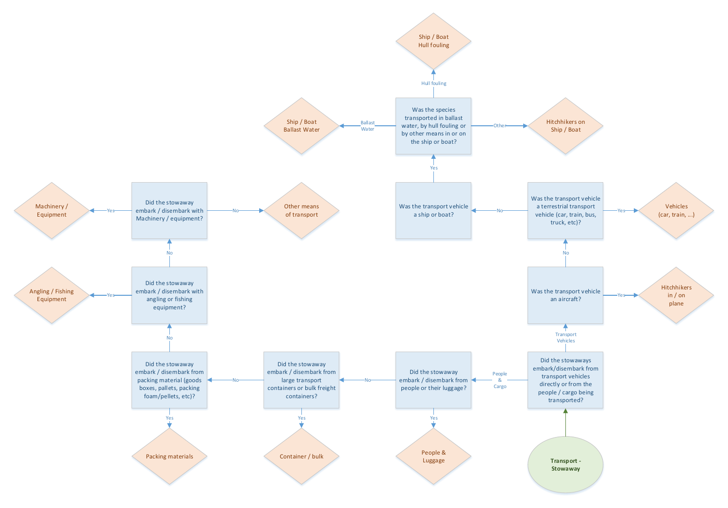**Transport - Stowaway**

- **Did the stowaways embark/disembark from transport vehicles directly or from the people / cargo being transported?**
  - Transport Vehicles → **Was the transport vehicle an aircraft?**
    - Yes → Hitchhikers in / on plane
    - No → **Was the transport vehicle a terrestrial transport vehicle (car, train, bus, truck, etc)?**
      - Yes → Vehicles (car, train, …)
      - No → **Was the transport vehicle a ship or boat?**
        - Yes → **Was the species transported in ballast water, by hull fouling or by other means in or on the ship or boat?**
          - Ballast Water → Ship / Boat Ballast Water
          - Hull fouling → Ship / Boat Hull fouling
          - Other → Hitchhikers on Ship / Boat
  - People & Cargo → **Did the stowaway embark / disembark from people or their luggage?**
    - Yes → People & Luggage
    - No → **Did the stowaway embark / disembark from large transport containers or bulk freight containers?**
      - Yes → Container / bulk
      - No → **Did the stowaway embark / disembark from packing material (goods boxes, pallets, packing foam/pellets, etc)?**
        - Yes → Packing materials
        - No → **Did the stowaway embark / disembark with angling or fishing equipment?**
          - Yes → Angling / Fishing Equipment
          - No → **Did the stowaway embark / disembark with Machinery / equipment?**
            - Yes → Machinery / Equipment
            - No → Other means of transport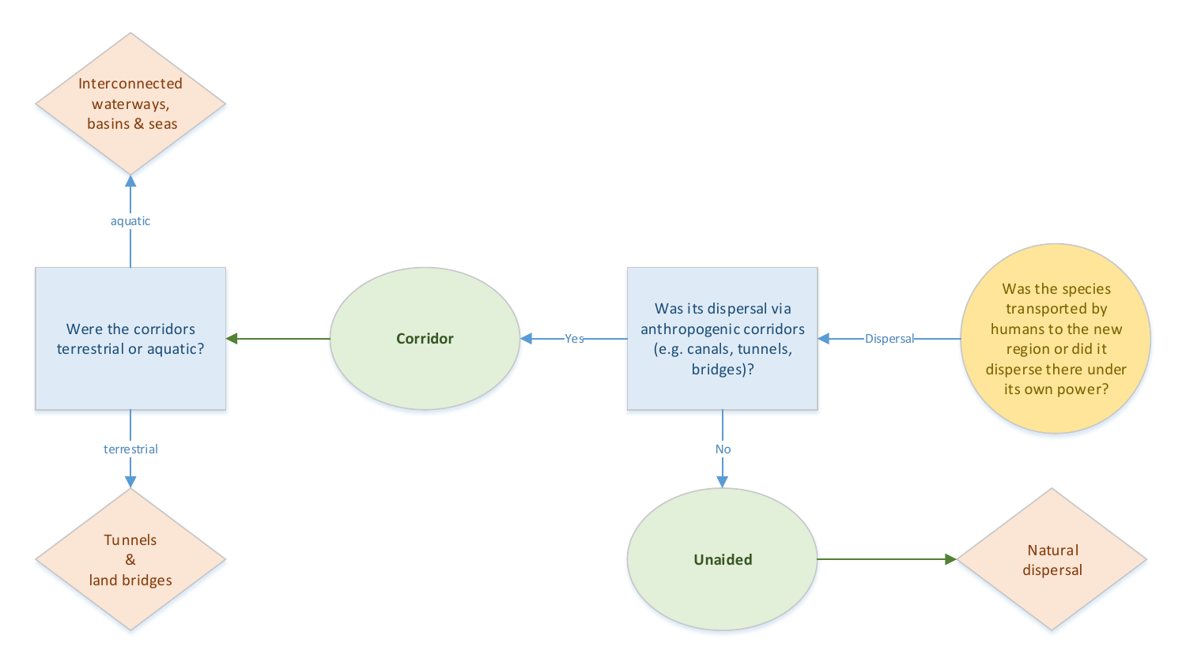Was the species transported by humans to the new region or did it disperse there under its own power?

Dispersal

Was its dispersal via anthropogenic corridors (e.g. canals, tunnels, bridges)?

Yes

No

Corridor

Unaided

Natural dispersal

Were the corridors terrestrial or aquatic?

aquatic

terrestrial

Interconnected waterways, basins & seas

Tunnels & land bridges